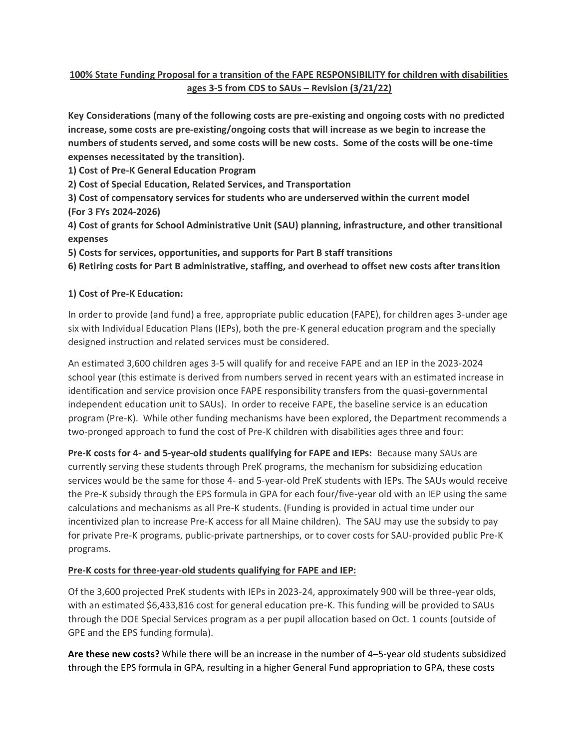**100% State Funding Proposal for a transition of the FAPE RESPONSIBILITY for children with disabilities ages 3-5 from CDS to SAUs – Revision (3/21/22)**

**Key Considerations (many of the following costs are pre-existing and ongoing costs with no predicted increase, some costs are pre-existing/ongoing costs that will increase as we begin to increase the numbers of students served, and some costs will be new costs. Some of the costs will be one-time expenses necessitated by the transition).**

**1) Cost of Pre-K General Education Program**

**2) Cost of Special Education, Related Services, and Transportation**

**3) Cost of compensatory services for students who are underserved within the current model (For 3 FYs 2024-2026)**

**4) Cost of grants for School Administrative Unit (SAU) planning, infrastructure, and other transitional expenses**

**5) Costs for services, opportunities, and supports for Part B staff transitions**

**6) Retiring costs for Part B administrative, staffing, and overhead to offset new costs after transition**

**1) Cost of Pre-K Education:**

In order to provide (and fund) a free, appropriate public education (FAPE), for children ages 3-under age six with Individual Education Plans (IEPs), both the pre-K general education program and the specially designed instruction and related services must be considered.

An estimated 3,600 children ages 3-5 will qualify for and receive FAPE and an IEP in the 2023-2024 school year (this estimate is derived from numbers served in recent years with an estimated increase in identification and service provision once FAPE responsibility transfers from the quasi-governmental independent education unit to SAUs). In order to receive FAPE, the baseline service is an education program (Pre-K). While other funding mechanisms have been explored, the Department recommends a two-pronged approach to fund the cost of Pre-K children with disabilities ages three and four:

**<u>Pre-K costs for 4- and 5-year-old students qualifying for FAPE and IEPs:</u>** Because many SAUs are currently serving these students through PreK programs, the mechanism for subsidizing education services would be the same for those 4- and 5-year-old PreK students with IEPs. The SAUs would receive the Pre-K subsidy through the EPS formula in GPA for each four/five-year old with an IEP using the same calculations and mechanisms as all Pre-K students. (Funding is provided in actual time under our incentivized plan to increase Pre-K access for all Maine children). The SAU may use the subsidy to pay for private Pre-K programs, public-private partnerships, or to cover costs for SAU-provided public Pre-K programs.

**<u>Pre-K costs for three-year-old students qualifying for FAPE and IEP:</u>**

Of the 3,600 projected PreK students with IEPs in 2023-24, approximately 900 will be three-year olds, with an estimated $6,433,816 cost for general education pre-K. This funding will be provided to SAUs through the DOE Special Services program as a per pupil allocation based on Oct. 1 counts (outside of GPE and the EPS funding formula).

**Are these new costs?** While there will be an increase in the number of 4–5-year old students subsidized through the EPS formula in GPA, resulting in a higher General Fund appropriation to GPA, these costs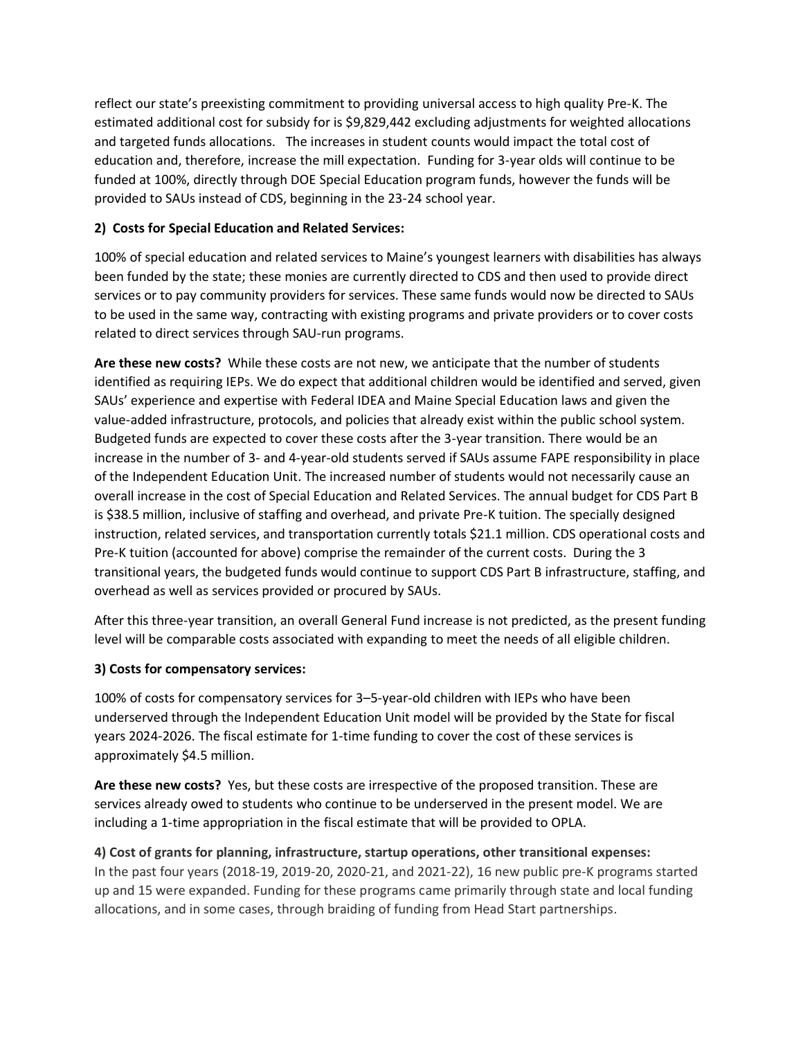reflect our state's preexisting commitment to providing universal access to high quality Pre-K. The estimated additional cost for subsidy for is $9,829,442 excluding adjustments for weighted allocations and targeted funds allocations. The increases in student counts would impact the total cost of education and, therefore, increase the mill expectation. Funding for 3-year olds will continue to be funded at 100%, directly through DOE Special Education program funds, however the funds will be provided to SAUs instead of CDS, beginning in the 23-24 school year.

**2) Costs for Special Education and Related Services:**

100% of special education and related services to Maine's youngest learners with disabilities has always been funded by the state; these monies are currently directed to CDS and then used to provide direct services or to pay community providers for services. These same funds would now be directed to SAUs to be used in the same way, contracting with existing programs and private providers or to cover costs related to direct services through SAU-run programs.

**Are these new costs?** While these costs are not new, we anticipate that the number of students identified as requiring IEPs. We do expect that additional children would be identified and served, given SAUs' experience and expertise with Federal IDEA and Maine Special Education laws and given the value-added infrastructure, protocols, and policies that already exist within the public school system. Budgeted funds are expected to cover these costs after the 3-year transition. There would be an increase in the number of 3- and 4-year-old students served if SAUs assume FAPE responsibility in place of the Independent Education Unit. The increased number of students would not necessarily cause an overall increase in the cost of Special Education and Related Services. The annual budget for CDS Part B is $38.5 million, inclusive of staffing and overhead, and private Pre-K tuition. The specially designed instruction, related services, and transportation currently totals $21.1 million. CDS operational costs and Pre-K tuition (accounted for above) comprise the remainder of the current costs. During the 3 transitional years, the budgeted funds would continue to support CDS Part B infrastructure, staffing, and overhead as well as services provided or procured by SAUs.

After this three-year transition, an overall General Fund increase is not predicted, as the present funding level will be comparable costs associated with expanding to meet the needs of all eligible children.

**3) Costs for compensatory services:**

100% of costs for compensatory services for 3–5-year-old children with IEPs who have been underserved through the Independent Education Unit model will be provided by the State for fiscal years 2024-2026. The fiscal estimate for 1-time funding to cover the cost of these services is approximately $4.5 million.

**Are these new costs?** Yes, but these costs are irrespective of the proposed transition. These are services already owed to students who continue to be underserved in the present model. We are including a 1-time appropriation in the fiscal estimate that will be provided to OPLA.

**4) Cost of grants for planning, infrastructure, startup operations, other transitional expenses:**

In the past four years (2018-19, 2019-20, 2020-21, and 2021-22), 16 new public pre-K programs started up and 15 were expanded. Funding for these programs came primarily through state and local funding allocations, and in some cases, through braiding of funding from Head Start partnerships.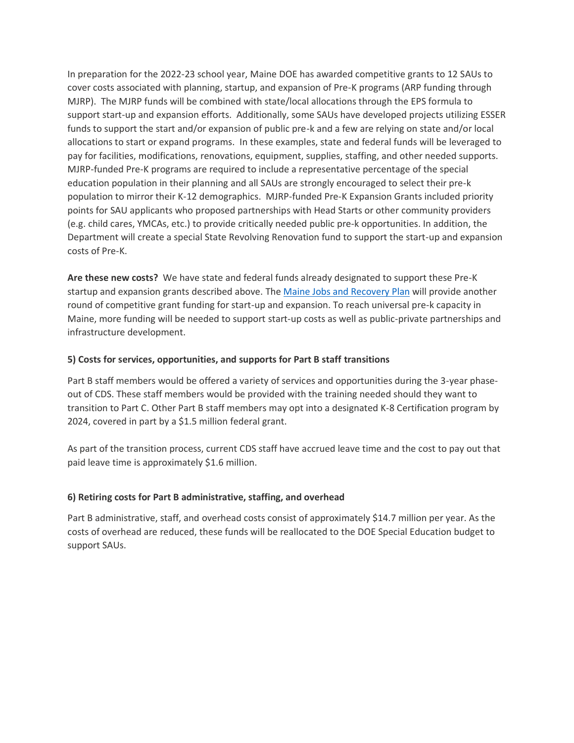In preparation for the 2022-23 school year, Maine DOE has awarded competitive grants to 12 SAUs to cover costs associated with planning, startup, and expansion of Pre-K programs (ARP funding through MJRP). The MJRP funds will be combined with state/local allocations through the EPS formula to support start-up and expansion efforts. Additionally, some SAUs have developed projects utilizing ESSER funds to support the start and/or expansion of public pre-k and a few are relying on state and/or local allocations to start or expand programs. In these examples, state and federal funds will be leveraged to pay for facilities, modifications, renovations, equipment, supplies, staffing, and other needed supports. MJRP-funded Pre-K programs are required to include a representative percentage of the special education population in their planning and all SAUs are strongly encouraged to select their pre-k population to mirror their K-12 demographics. MJRP-funded Pre-K Expansion Grants included priority points for SAU applicants who proposed partnerships with Head Starts or other community providers (e.g. child cares, YMCAs, etc.) to provide critically needed public pre-k opportunities. In addition, the Department will create a special State Revolving Renovation fund to support the start-up and expansion costs of Pre-K.

**Are these new costs?** We have state and federal funds already designated to support these Pre-K startup and expansion grants described above. The [Maine Jobs and Recovery Plan]() will provide another round of competitive grant funding for start-up and expansion. To reach universal pre-k capacity in Maine, more funding will be needed to support start-up costs as well as public-private partnerships and infrastructure development.

### 5) Costs for services, opportunities, and supports for Part B staff transitions

Part B staff members would be offered a variety of services and opportunities during the 3-year phase-out of CDS. These staff members would be provided with the training needed should they want to transition to Part C. Other Part B staff members may opt into a designated K-8 Certification program by 2024, covered in part by a $1.5 million federal grant.

As part of the transition process, current CDS staff have accrued leave time and the cost to pay out that paid leave time is approximately $1.6 million.

### 6) Retiring costs for Part B administrative, staffing, and overhead

Part B administrative, staff, and overhead costs consist of approximately $14.7 million per year. As the costs of overhead are reduced, these funds will be reallocated to the DOE Special Education budget to support SAUs.